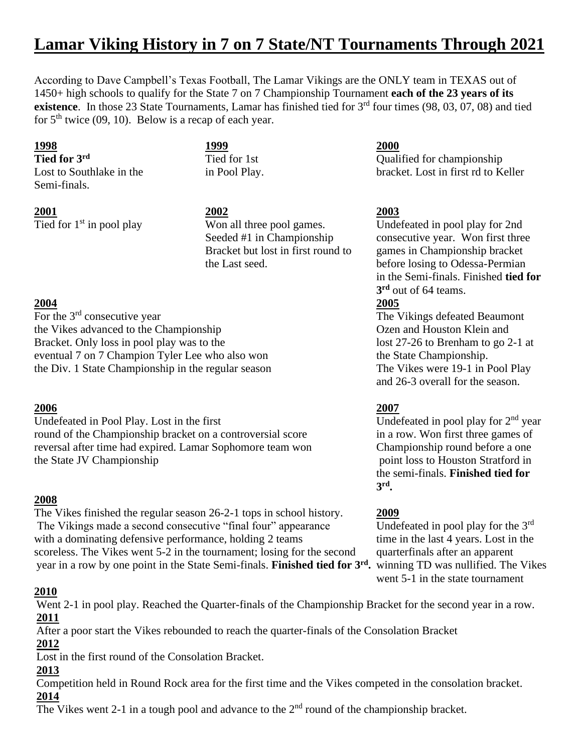# Lamar Viking History in 7 on 7 State/NT Tournaments Through 2021

According to Dave Campbell's Texas Football, The Lamar Vikings are the ONLY team in TEXAS out of 1450+ high schools to qualify for the State 7 on 7 Championship Tournament **each of the 23 years of its existence**. In those 23 State Tournaments, Lamar has finished tied for 3rd four times (98, 03, 07, 08) and tied for 5th twice (09, 10). Below is a recap of each year.

**1998**
**Tied for 3rd**
Lost to Southlake in the Semi-finals.

**1999**
Tied for 1st in Pool Play.

**2000**
Qualified for championship bracket. Lost in first rd to Keller

**2001**
Tied for 1st in pool play

**2002**
Won all three pool games. Seeded #1 in Championship Bracket but lost in first round to the Last seed.

**2003**
Undefeated in pool play for 2nd consecutive year. Won first three games in Championship bracket before losing to Odessa-Permian in the Semi-finals. Finished **tied for 3rd** out of 64 teams.

**2004**
For the 3rd consecutive year the Vikes advanced to the Championship Bracket. Only loss in pool play was to the eventual 7 on 7 Champion Tyler Lee who also won the Div. 1 State Championship in the regular season

**2005**
The Vikings defeated Beaumont Ozen and Houston Klein and lost 27-26 to Brenham to go 2-1 at the State Championship. The Vikes were 19-1 in Pool Play and 26-3 overall for the season.

**2006**
Undefeated in Pool Play. Lost in the first round of the Championship bracket on a controversial score reversal after time had expired. Lamar Sophomore team won the State JV Championship

**2007**
Undefeated in pool play for 2nd year in a row. Won first three games of Championship round before a one point loss to Houston Stratford in the semi-finals. **Finished tied for 3rd.**

**2008**
The Vikes finished the regular season 26-2-1 tops in school history. The Vikings made a second consecutive "final four" appearance with a dominating defensive performance, holding 2 teams scoreless. The Vikes went 5-2 in the tournament; losing for the second year in a row by one point in the State Semi-finals. **Finished tied for 3rd.**

**2009**
Undefeated in pool play for the 3rd time in the last 4 years. Lost in the quarterfinals after an apparent winning TD was nullified. The Vikes went 5-1 in the state tournament

**2010**
Went 2-1 in pool play. Reached the Quarter-finals of the Championship Bracket for the second year in a row.

**2011**
After a poor start the Vikes rebounded to reach the quarter-finals of the Consolation Bracket

**2012**
Lost in the first round of the Consolation Bracket.

**2013**
Competition held in Round Rock area for the first time and the Vikes competed in the consolation bracket.

**2014**
The Vikes went 2-1 in a tough pool and advance to the 2nd round of the championship bracket.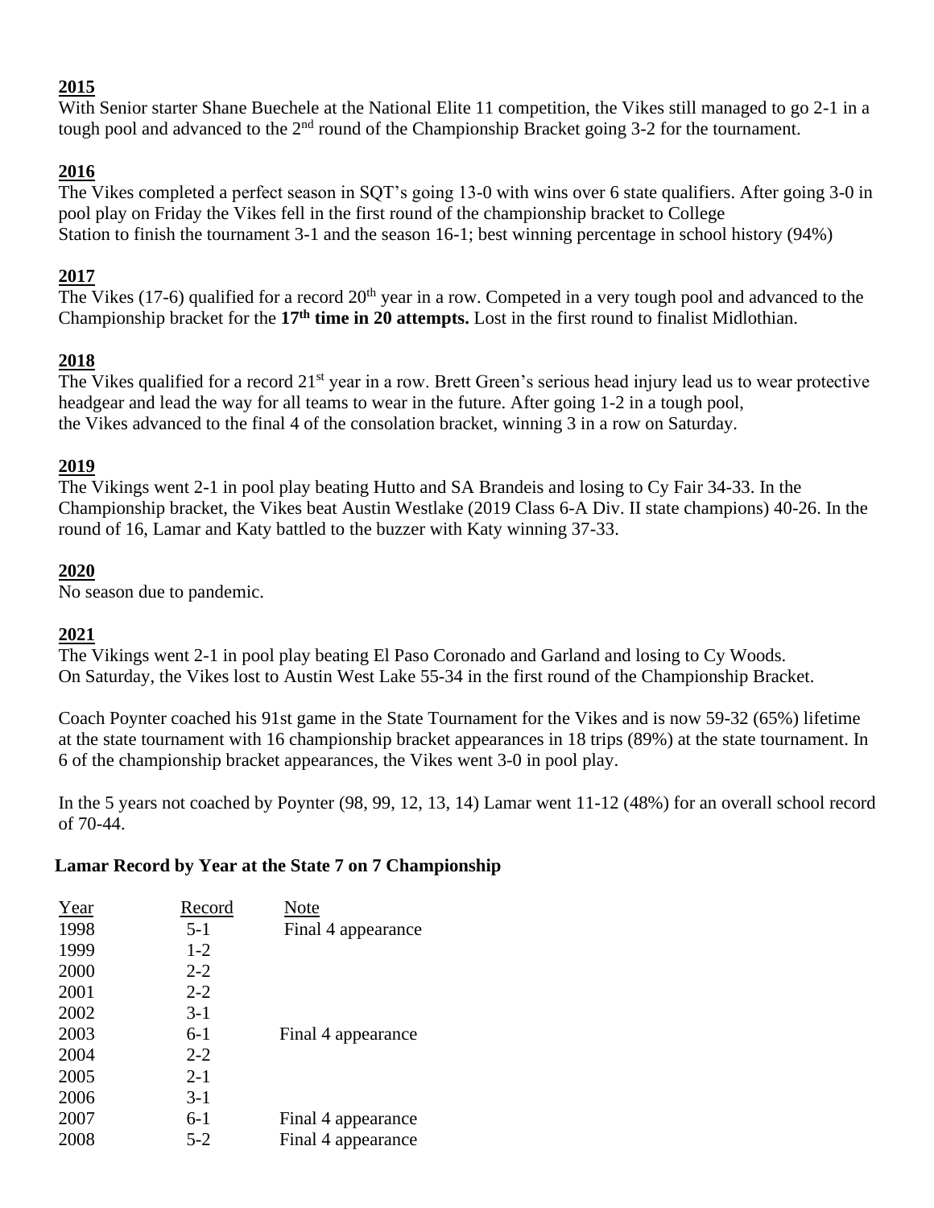**2015**

With Senior starter Shane Buechele at the National Elite 11 competition, the Vikes still managed to go 2-1 in a tough pool and advanced to the 2nd round of the Championship Bracket going 3-2 for the tournament.

**2016**

The Vikes completed a perfect season in SQT's going 13-0 with wins over 6 state qualifiers. After going 3-0 in pool play on Friday the Vikes fell in the first round of the championship bracket to College Station to finish the tournament 3-1 and the season 16-1; best winning percentage in school history (94%)

**2017**

The Vikes (17-6) qualified for a record 20th year in a row. Competed in a very tough pool and advanced to the Championship bracket for the **17th time in 20 attempts.** Lost in the first round to finalist Midlothian.

**2018**

The Vikes qualified for a record 21st year in a row. Brett Green's serious head injury lead us to wear protective headgear and lead the way for all teams to wear in the future. After going 1-2 in a tough pool, the Vikes advanced to the final 4 of the consolation bracket, winning 3 in a row on Saturday.

**2019**

The Vikings went 2-1 in pool play beating Hutto and SA Brandeis and losing to Cy Fair 34-33. In the Championship bracket, the Vikes beat Austin Westlake (2019 Class 6-A Div. II state champions) 40-26. In the round of 16, Lamar and Katy battled to the buzzer with Katy winning 37-33.

**2020**

No season due to pandemic.

**2021**

The Vikings went 2-1 in pool play beating El Paso Coronado and Garland and losing to Cy Woods. On Saturday, the Vikes lost to Austin West Lake 55-34 in the first round of the Championship Bracket.

Coach Poynter coached his 91st game in the State Tournament for the Vikes and is now 59-32 (65%) lifetime at the state tournament with 16 championship bracket appearances in 18 trips (89%) at the state tournament. In 6 of the championship bracket appearances, the Vikes went 3-0 in pool play.

In the 5 years not coached by Poynter (98, 99, 12, 13, 14) Lamar went 11-12 (48%) for an overall school record of 70-44.

**Lamar Record by Year at the State 7 on 7 Championship**

| Year | Record | Note |
|---|---|---|
| 1998 | 5-1 | Final 4 appearance |
| 1999 | 1-2 | |
| 2000 | 2-2 | |
| 2001 | 2-2 | |
| 2002 | 3-1 | |
| 2003 | 6-1 | Final 4 appearance |
| 2004 | 2-2 | |
| 2005 | 2-1 | |
| 2006 | 3-1 | |
| 2007 | 6-1 | Final 4 appearance |
| 2008 | 5-2 | Final 4 appearance |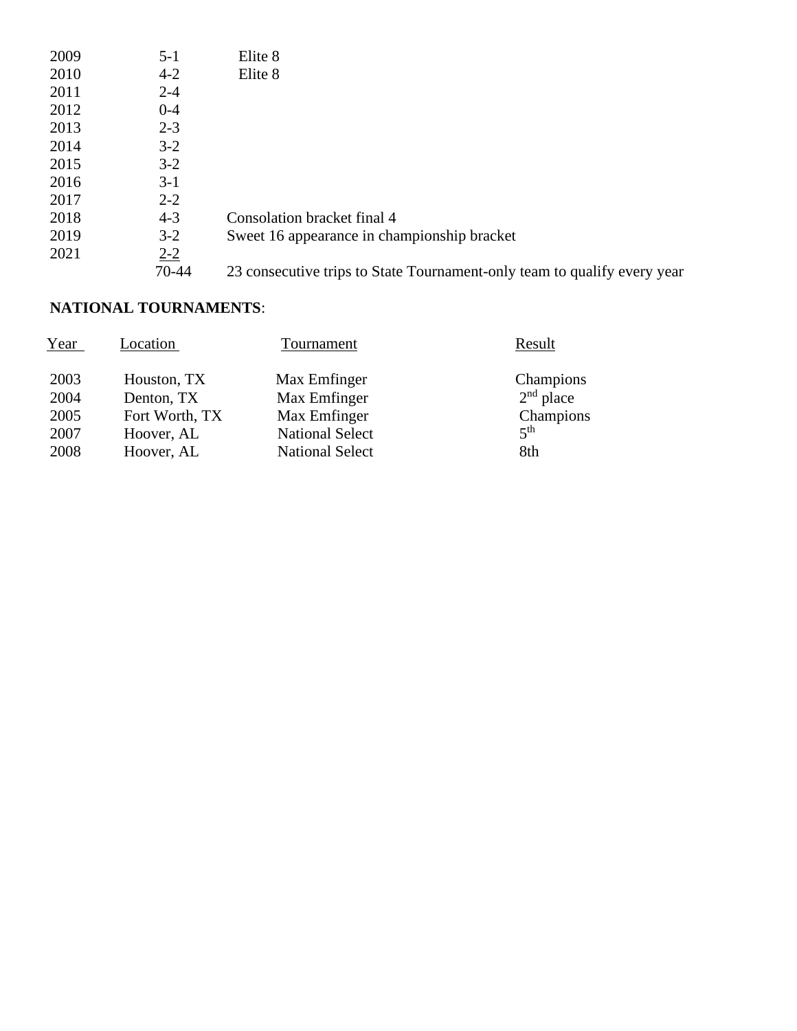| | | |
|---|---|---|
| 2009 | 5-1 | Elite 8 |
| 2010 | 4-2 | Elite 8 |
| 2011 | 2-4 | |
| 2012 | 0-4 | |
| 2013 | 2-3 | |
| 2014 | 3-2 | |
| 2015 | 3-2 | |
| 2016 | 3-1 | |
| 2017 | 2-2 | |
| 2018 | 4-3 | Consolation bracket final 4 |
| 2019 | 3-2 | Sweet 16 appearance in championship bracket |
| 2021 | 2-2 | |
| | 70-44 | 23 consecutive trips to State Tournament-only team to qualify every year |

**NATIONAL TOURNAMENTS**:

| Year | Location | Tournament | Result |
|---|---|---|---|
| 2003 | Houston, TX | Max Emfinger | Champions |
| 2004 | Denton, TX | Max Emfinger | 2nd place |
| 2005 | Fort Worth, TX | Max Emfinger | Champions |
| 2007 | Hoover, AL | National Select | 5th |
| 2008 | Hoover, AL | National Select | 8th |